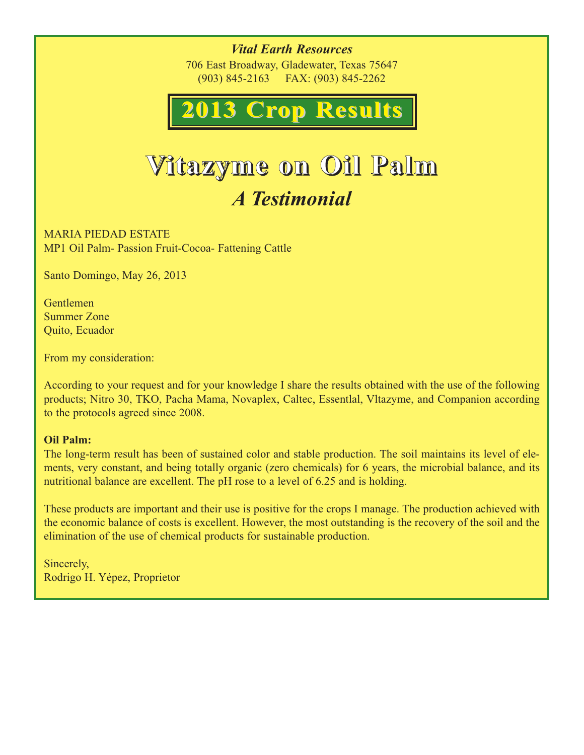*Vital Earth Resources*
706 East Broadway, Gladewater, Texas 75647
(903) 845-2163 FAX: (903) 845-2262

# 2013 Crop Results

# Vitazyme on Oil Palm

## *A Testimonial*

MARIA PIEDAD ESTATE
MP1 Oil Palm- Passion Fruit-Cocoa- Fattening Cattle

Santo Domingo, May 26, 2013

Gentlemen
Summer Zone
Quito, Ecuador

From my consideration:

According to your request and for your knowledge I share the results obtained with the use of the following products; Nitro 30, TKO, Pacha Mama, Novaplex, Caltec, Essentlal, Vltazyme, and Companion according to the protocols agreed since 2008.

**Oil Palm:**
The long-term result has been of sustained color and stable production. The soil maintains its level of elements, very constant, and being totally organic (zero chemicals) for 6 years, the microbial balance, and its nutritional balance are excellent. The pH rose to a level of 6.25 and is holding.

These products are important and their use is positive for the crops I manage. The production achieved with the economic balance of costs is excellent. However, the most outstanding is the recovery of the soil and the elimination of the use of chemical products for sustainable production.

Sincerely,
Rodrigo H. Yépez, Proprietor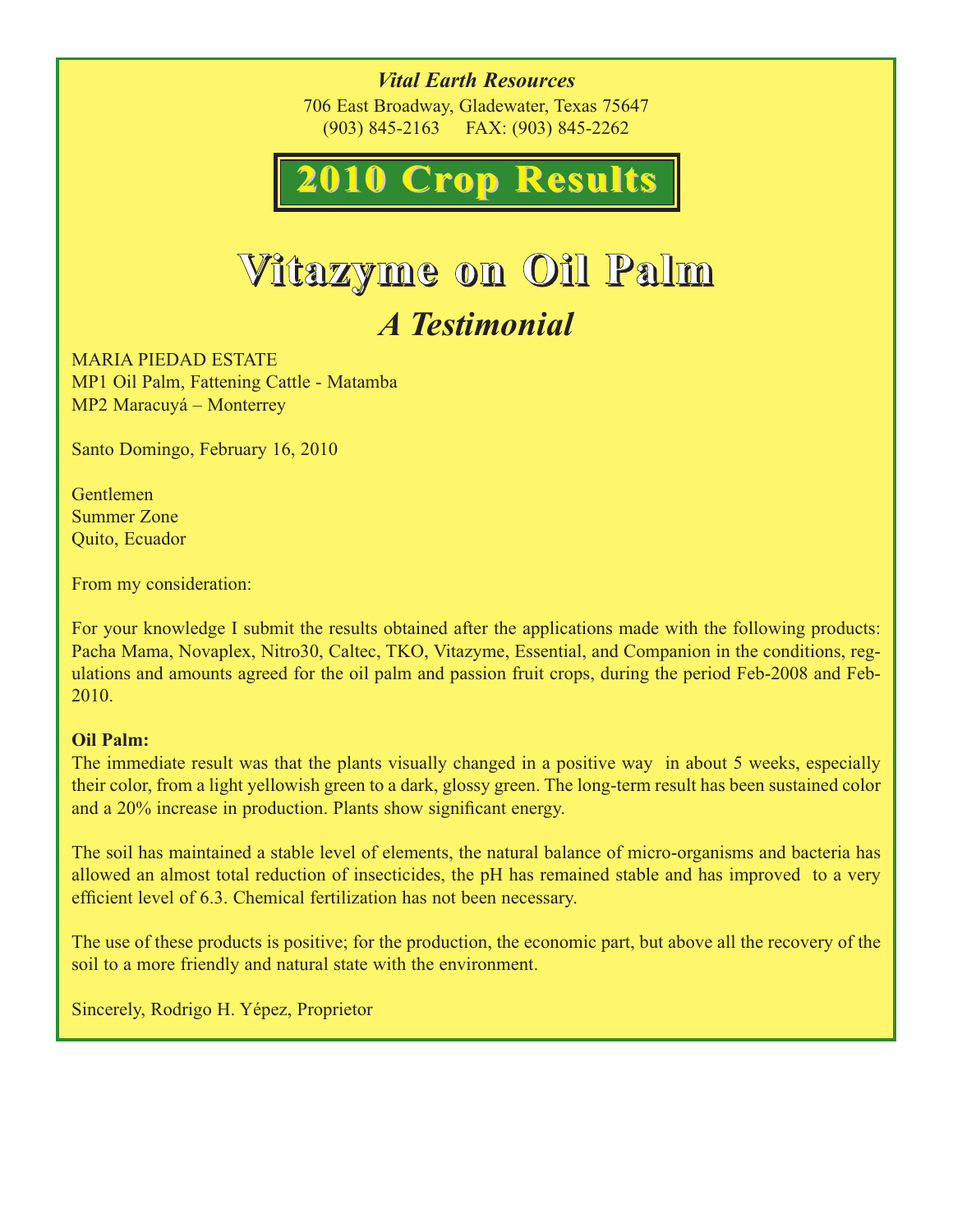*Vital Earth Resources*

706 East Broadway, Gladewater, Texas 75647

(903) 845-2163 FAX: (903) 845-2262

## 2010 Crop Results

# Vitazyme on Oil Palm

## *A Testimonial*

MARIA PIEDAD ESTATE
MP1 Oil Palm, Fattening Cattle - Matamba
MP2 Maracuyá – Monterrey

Santo Domingo, February 16, 2010

Gentlemen
Summer Zone
Quito, Ecuador

From my consideration:

For your knowledge I submit the results obtained after the applications made with the following products: Pacha Mama, Novaplex, Nitro30, Caltec, TKO, Vitazyme, Essential, and Companion in the conditions, regulations and amounts agreed for the oil palm and passion fruit crops, during the period Feb-2008 and Feb-2010.

**Oil Palm:**
The immediate result was that the plants visually changed in a positive way in about 5 weeks, especially their color, from a light yellowish green to a dark, glossy green. The long-term result has been sustained color and a 20% increase in production. Plants show significant energy.

The soil has maintained a stable level of elements, the natural balance of micro-organisms and bacteria has allowed an almost total reduction of insecticides, the pH has remained stable and has improved to a very efficient level of 6.3. Chemical fertilization has not been necessary.

The use of these products is positive; for the production, the economic part, but above all the recovery of the soil to a more friendly and natural state with the environment.

Sincerely, Rodrigo H. Yépez, Proprietor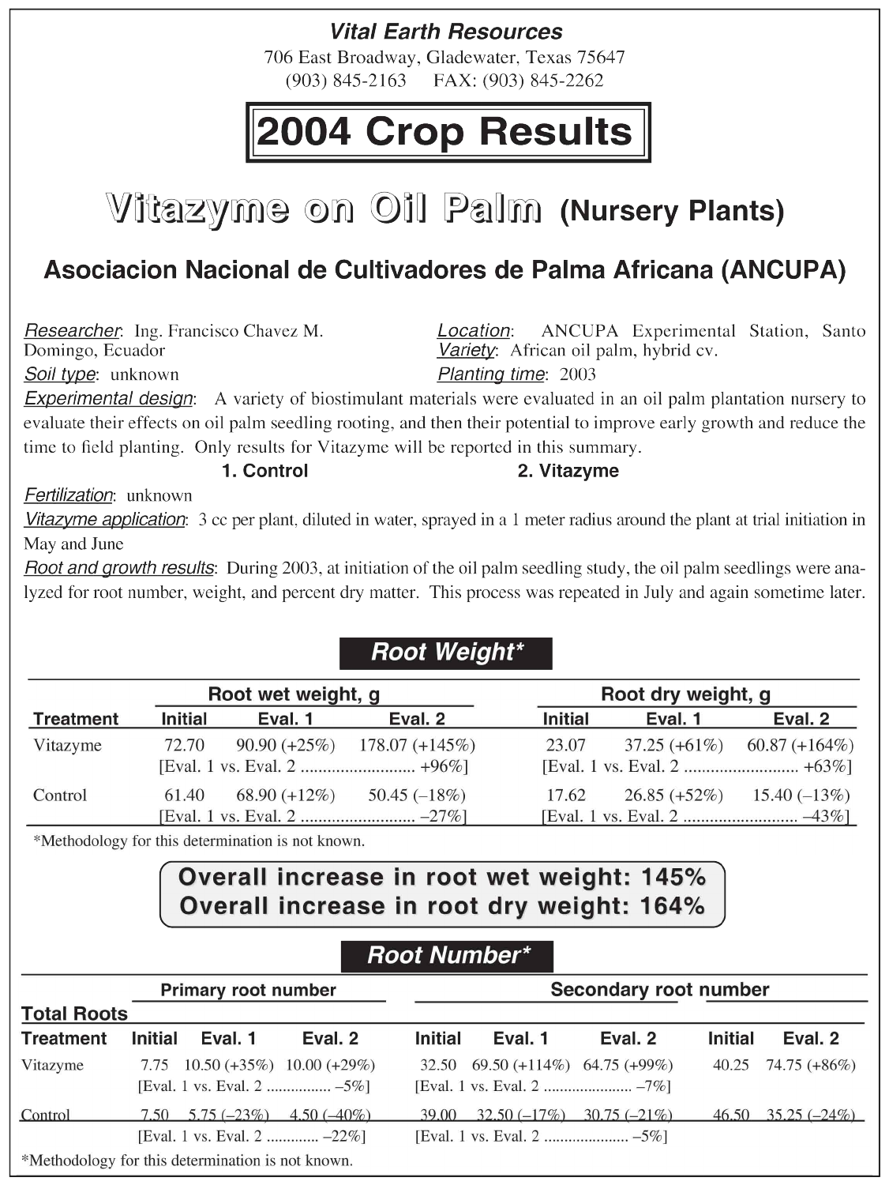**Vital Earth Resources**
706 East Broadway, Gladewater, Texas 75647
(903) 845-2163 FAX: (903) 845-2262

# 2004 Crop Results

## Vitazyme on Oil Palm (Nursery Plants)

### Asociacion Nacional de Cultivadores de Palma Africana (ANCUPA)

Researcher: Ing. Francisco Chavez M.

Location: ANCUPA Experimental Station, Santo Domingo, Ecuador

Variety: African oil palm, hybrid cv.

Soil type: unknown

Planting time: 2003

Experimental design: A variety of biostimulant materials were evaluated in an oil palm plantation nursery to evaluate their effects on oil palm seedling rooting, and then their potential to improve early growth and reduce the time to field planting. Only results for Vitazyme will be reported in this summary.

**1. Control** **2. Vitazyme**

Fertilization: unknown

Vitazyme application: 3 cc per plant, diluted in water, sprayed in a 1 meter radius around the plant at trial initiation in May and June

Root and growth results: During 2003, at initiation of the oil palm seedling study, the oil palm seedlings were analyzed for root number, weight, and percent dry matter. This process was repeated in July and again sometime later.

### Root Weight*

| Treatment | Root wet weight, g | | | Root dry weight, g | | |
|---|---|---|---|---|---|---|
| | Initial | Eval. 1 | Eval. 2 | Initial | Eval. 1 | Eval. 2 |
| Vitazyme | 72.70 | 90.90 (+25%) | 178.07 (+145%) | 23.07 | 37.25 (+61%) | 60.87 (+164%) |
| | [Eval. 1 vs. Eval. 2 .......... +96%] | | | [Eval. 1 vs. Eval. 2 .......... +63%] | | |
| Control | 61.40 | 68.90 (+12%) | 50.45 (–18%) | 17.62 | 26.85 (+52%) | 15.40 (–13%) |
| | [Eval. 1 vs. Eval. 2 .......... –27%] | | | [Eval. 1 vs. Eval. 2 .......... –43%] | | |

*Methodology for this determination is not known.

**Overall increase in root wet weight: 145%**
**Overall increase in root dry weight: 164%**

### Root Number*

| Treatment | Primary root number | | | Secondary root number | | | Total Roots | |
|---|---|---|---|---|---|---|---|---|
| | Initial | Eval. 1 | Eval. 2 | Initial | Eval. 1 | Eval. 2 | Initial | Eval. 2 |
| Vitazyme | 7.75 | 10.50 (+35%) | 10.00 (+29%) | 32.50 | 69.50 (+114%) | 64.75 (+99%) | 40.25 | 74.75 (+86%) |
| | [Eval. 1 vs. Eval. 2 ........ –5%] | | | [Eval. 1 vs. Eval. 2 ........ –7%] | | | | |
| Control | 7.50 | 5.75 (–23%) | 4.50 (–40%) | 39.00 | 32.50 (–17%) | 30.75 (–21%) | 46.50 | 35.25 (–24%) |
| | [Eval. 1 vs. Eval. 2 ........ –22%] | | | [Eval. 1 vs. Eval. 2 ........ –5%] | | | | |

*Methodology for this determination is not known.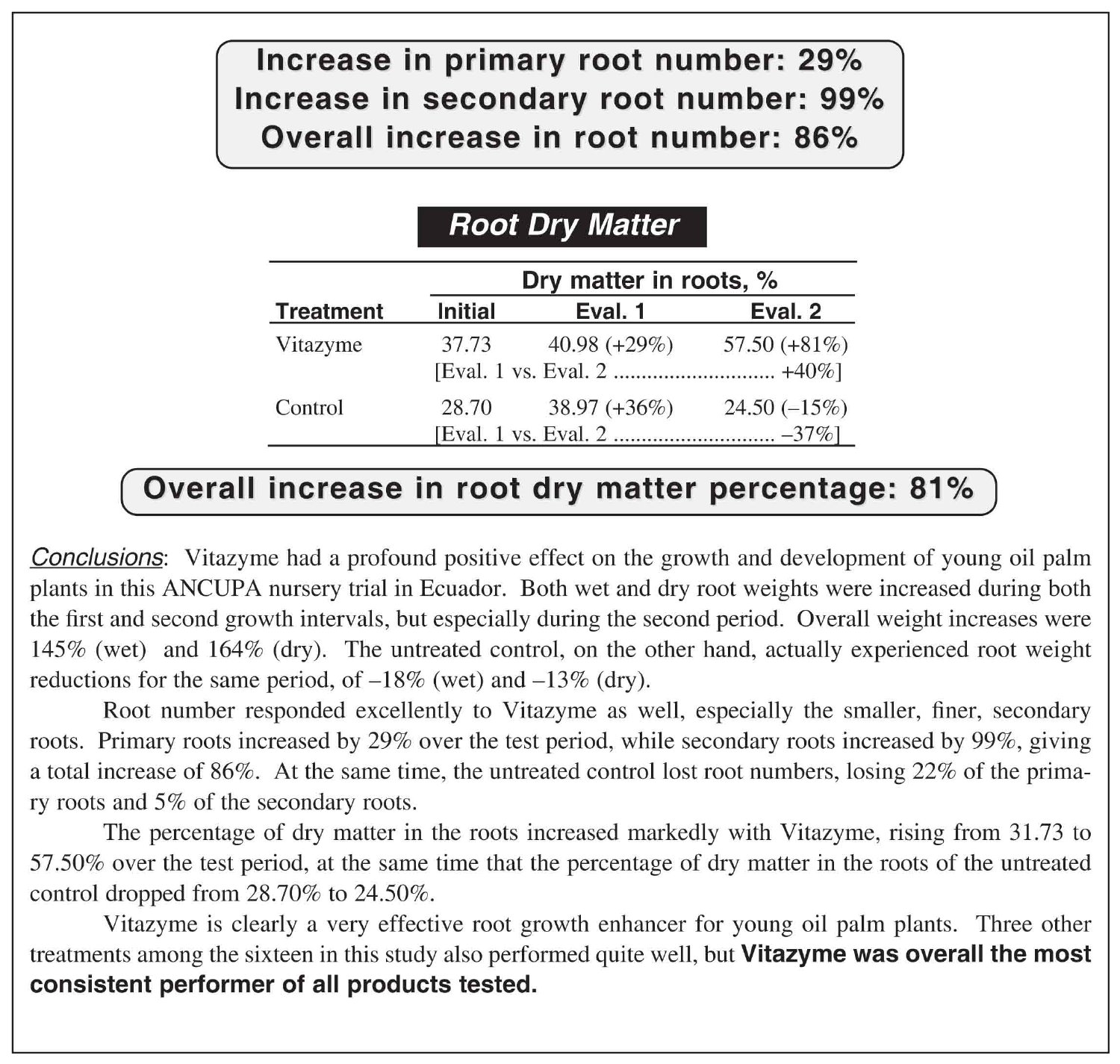**Increase in primary root number: 29%**
**Increase in secondary root number: 99%**
**Overall increase in root number: 86%**

## Root Dry Matter

| Treatment | Dry matter in roots, % | | |
|---|---|---|---|
| | Initial | Eval. 1 | Eval. 2 |
| Vitazyme | 37.73 | 40.98 (+29%) | 57.50 (+81%) |
| | [Eval. 1 vs. Eval. 2 ............................ +40%] | | |
| Control | 28.70 | 38.97 (+36%) | 24.50 (–15%) |
| | [Eval. 1 vs. Eval. 2 ............................ –37%] | | |

**Overall increase in root dry matter percentage: 81%**

*Conclusions*: Vitazyme had a profound positive effect on the growth and development of young oil palm plants in this ANCUPA nursery trial in Ecuador. Both wet and dry root weights were increased during both the first and second growth intervals, but especially during the second period. Overall weight increases were 145% (wet) and 164% (dry). The untreated control, on the other hand, actually experienced root weight reductions for the same period, of –18% (wet) and –13% (dry).

Root number responded excellently to Vitazyme as well, especially the smaller, finer, secondary roots. Primary roots increased by 29% over the test period, while secondary roots increased by 99%, giving a total increase of 86%. At the same time, the untreated control lost root numbers, losing 22% of the primary roots and 5% of the secondary roots.

The percentage of dry matter in the roots increased markedly with Vitazyme, rising from 31.73 to 57.50% over the test period, at the same time that the percentage of dry matter in the roots of the untreated control dropped from 28.70% to 24.50%.

Vitazyme is clearly a very effective root growth enhancer for young oil palm plants. Three other treatments among the sixteen in this study also performed quite well, but **Vitazyme was overall the most consistent performer of all products tested.**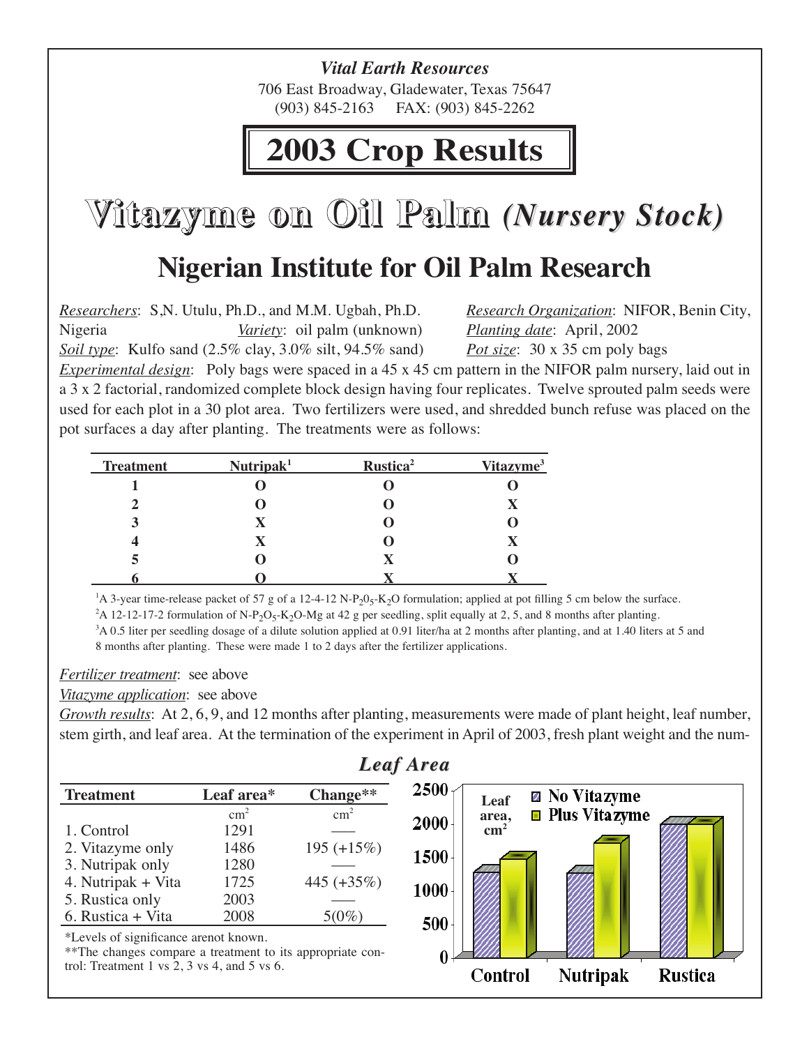*Vital Earth Resources*

706 East Broadway, Gladewater, Texas 75647

(903) 845-2163     FAX: (903) 845-2262

# 2003 Crop Results

# Vitazyme on Oil Palm *(Nursery Stock)*

## Nigerian Institute for Oil Palm Research

*Researchers*: S,N. Utulu, Ph.D., and M.M. Ugbah, Ph.D.     *Research Organization*: NIFOR, Benin City, Nigeria     *Variety*: oil palm (unknown)     *Planting date*: April, 2002

*Soil type*: Kulfo sand (2.5% clay, 3.0% silt, 94.5% sand)     *Pot size*: 30 x 35 cm poly bags

*Experimental design*: Poly bags were spaced in a 45 x 45 cm pattern in the NIFOR palm nursery, laid out in a 3 x 2 factorial, randomized complete block design having four replicates. Twelve sprouted palm seeds were used for each plot in a 30 plot area. Two fertilizers were used, and shredded bunch refuse was placed on the pot surfaces a day after planting. The treatments were as follows:

| Treatment | Nutripak[1] | Rustica[2] | Vitazyme[3] |
|---|---|---|---|
| 1 | O | O | O |
| 2 | O | O | X |
| 3 | X | O | O |
| 4 | X | O | X |
| 5 | O | X | O |
| 6 | O | X | X |

[1]A 3-year time-release packet of 57 g of a 12-4-12 $N$-$P_2O_5$-$K_2O$ formulation; applied at pot filling 5 cm below the surface.

[2]A 12-12-17-2 formulation of $N$-$P_2O_5$-$K_2O$-$Mg$ at 42 g per seedling, split equally at 2, 5, and 8 months after planting.

[3]A 0.5 liter per seedling dosage of a dilute solution applied at 0.91 liter/ha at 2 months after planting, and at 1.40 liters at 5 and 8 months after planting. These were made 1 to 2 days after the fertilizer applications.

*Fertilizer treatment*: see above

*Vitazyme application*: see above

*Growth results*: At 2, 6, 9, and 12 months after planting, measurements were made of plant height, leaf number, stem girth, and leaf area. At the termination of the experiment in April of 2003, fresh plant weight and the num-

### Leaf Area

| Treatment | Leaf area* | Change** |
|---|---|---|
| | $cm^2$ | $cm^2$ |
| 1. Control | 1291 | ---- |
| 2. Vitazyme only | 1486 | 195 (+15%) |
| 3. Nutripak only | 1280 | ---- |
| 4. Nutripak + Vita | 1725 | 445 (+35%) |
| 5. Rustica only | 2003 | ---- |
| 6. Rustica + Vita | 2008 | 5(0%) |

*Levels of significance arenot known.

**The changes compare a treatment to its appropriate control: Treatment 1 vs 2, 3 vs 4, and 5 vs 6.

Leaf area, $cm^2$ — No Vitazyme / Plus Vitazyme — Control, Nutripak, Rustica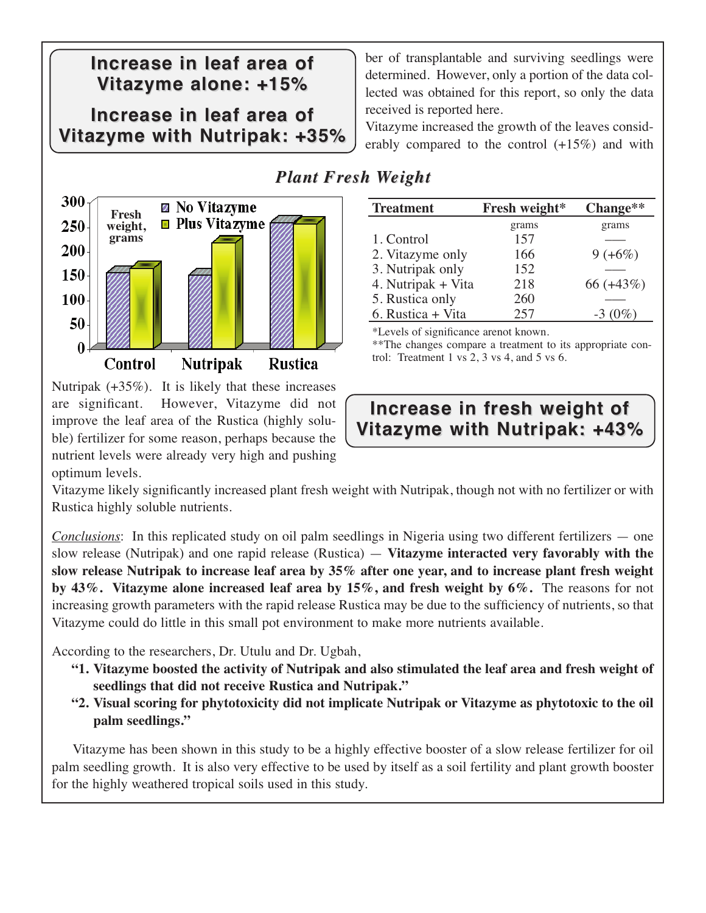**Increase in leaf area of Vitazyme alone: +15%**

**Increase in leaf area of Vitazyme with Nutripak: +35%**

ber of transplantable and surviving seedlings were determined. However, only a portion of the data collected was obtained for this report, so only the data received is reported here.

Vitazyme increased the growth of the leaves considerably compared to the control (+15%) and with Nutripak (+35%). It is likely that these increases are significant. However, Vitazyme did not improve the leaf area of the Rustica (highly soluble) fertilizer for some reason, perhaps because the nutrient levels were already very high and pushing optimum levels.

### *Plant Fresh Weight*

300
250
200
150
100
50
0

Fresh weight, grams

No Vitazyme
Plus Vitazyme

Control
Nutripak
Rustica

| Treatment | Fresh weight* | Change** |
|---|---|---|
| | grams | grams |
| 1. Control | 157 | —— |
| 2. Vitazyme only | 166 | 9 (+6%) |
| 3. Nutripak only | 152 | —— |
| 4. Nutripak + Vita | 218 | 66 (+43%) |
| 5. Rustica only | 260 | —— |
| 6. Rustica + Vita | 257 | -3 (0%) |

*Levels of significance arenot known.

**The changes compare a treatment to its appropriate control: Treatment 1 vs 2, 3 vs 4, and 5 vs 6.

**Increase in fresh weight of Vitazyme with Nutripak: +43%**

Vitazyme likely significantly increased plant fresh weight with Nutripak, though not with no fertilizer or with Rustica highly soluble nutrients.

*Conclusions*: In this replicated study on oil palm seedlings in Nigeria using two different fertilizers — one slow release (Nutripak) and one rapid release (Rustica) — **Vitazyme interacted very favorably with the slow release Nutripak to increase leaf area by 35% after one year, and to increase plant fresh weight by 43%. Vitazyme alone increased leaf area by 15%, and fresh weight by 6%.** The reasons for not increasing growth parameters with the rapid release Rustica may be due to the sufficiency of nutrients, so that Vitazyme could do little in this small pot environment to make more nutrients available.

According to the researchers, Dr. Utulu and Dr. Ugbah,

**"1. Vitazyme boosted the activity of Nutripak and also stimulated the leaf area and fresh weight of seedlings that did not receive Rustica and Nutripak."**

**"2. Visual scoring for phytotoxicity did not implicate Nutripak or Vitazyme as phytotoxic to the oil palm seedlings."**

Vitazyme has been shown in this study to be a highly effective booster of a slow release fertilizer for oil palm seedling growth. It is also very effective to be used by itself as a soil fertility and plant growth booster for the highly weathered tropical soils used in this study.